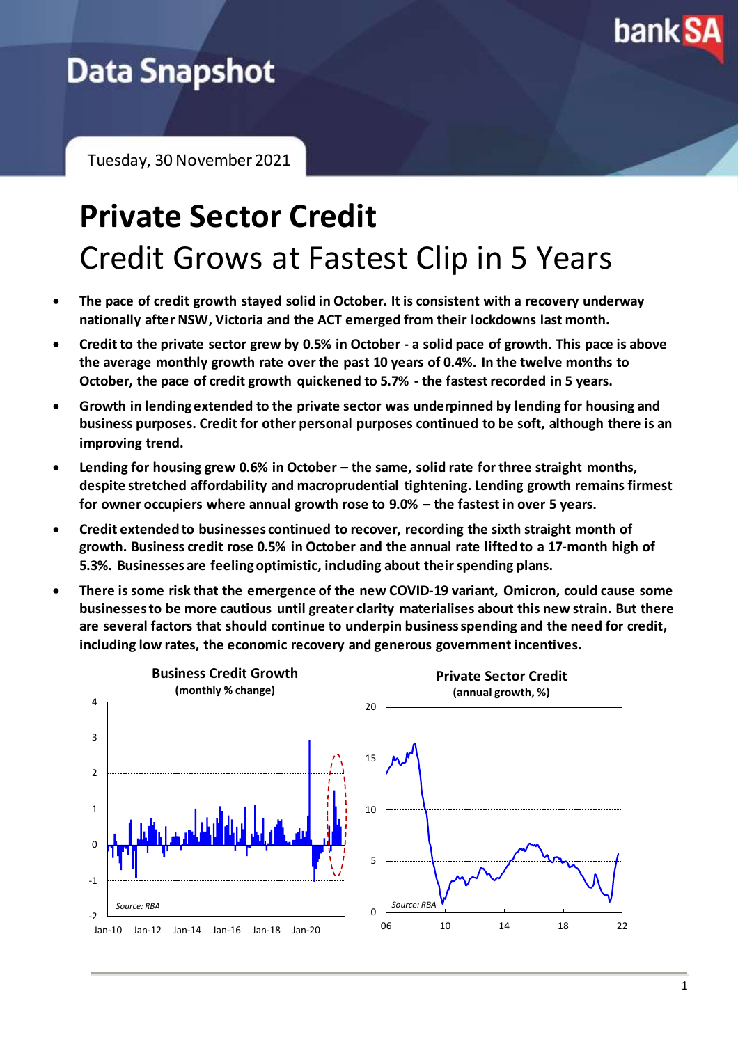Data Snapshot

Tuesday, 30 November 2021

# Private Sector Credit

## Credit Grows at Fastest Clip in 5 Years

- **The pace of credit growth stayed solid in October. It is consistent with a recovery underway nationally after NSW, Victoria and the ACT emerged from their lockdowns last month.**
- **Credit to the private sector grew by 0.5% in October - a solid pace of growth. This pace is above the average monthly growth rate over the past 10 years of 0.4%. In the twelve months to October, the pace of credit growth quickened to 5.7% - the fastest recorded in 5 years.**
- **Growth in lending extended to the private sector was underpinned by lending for housing and business purposes. Credit for other personal purposes continued to be soft, although there is an improving trend.**
- **Lending for housing grew 0.6% in October – the same, solid rate for three straight months, despite stretched affordability and macroprudential tightening. Lending growth remains firmest for owner occupiers where annual growth rose to 9.0% – the fastest in over 5 years.**
- **Credit extended to businesses continued to recover, recording the sixth straight month of growth. Business credit rose 0.5% in October and the annual rate lifted to a 17-month high of 5.3%. Businesses are feeling optimistic, including about their spending plans.**
- **There is some risk that the emergence of the new COVID-19 variant, Omicron, could cause some businesses to be more cautious until greater clarity materialises about this new strain. But there are several factors that should continue to underpin business spending and the need for credit, including low rates, the economic recovery and generous government incentives.**

**Business Credit Growth**
**(monthly % change)**

Source: RBA

**Private Sector Credit**
**(annual growth, %)**

Source: RBA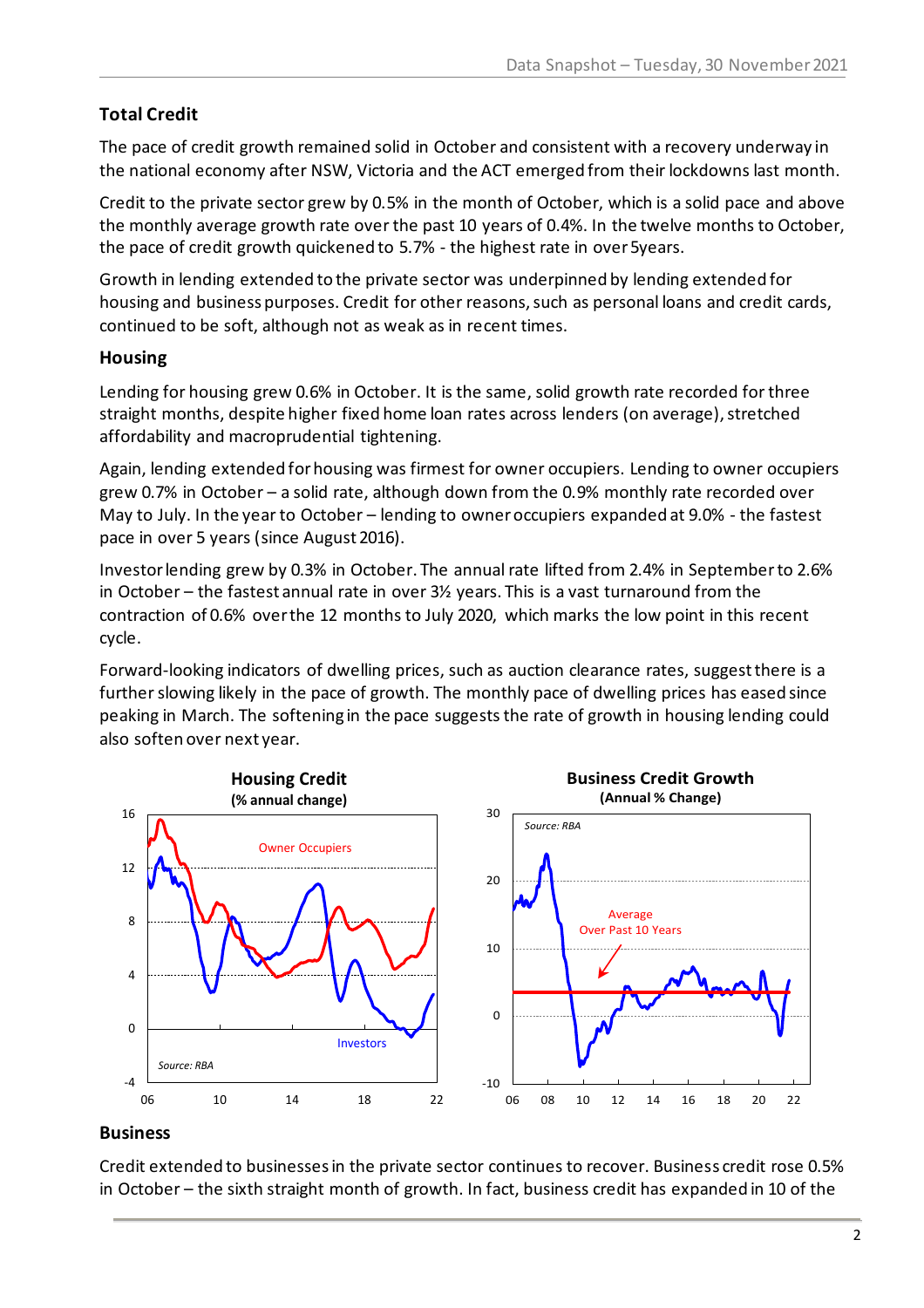## Total Credit

The pace of credit growth remained solid in October and consistent with a recovery underway in the national economy after NSW, Victoria and the ACT emerged from their lockdowns last month.

Credit to the private sector grew by 0.5% in the month of October, which is a solid pace and above the monthly average growth rate over the past 10 years of 0.4%. In the twelve months to October, the pace of credit growth quickened to 5.7% - the highest rate in over 5years.

Growth in lending extended to the private sector was underpinned by lending extended for housing and business purposes. Credit for other reasons, such as personal loans and credit cards, continued to be soft, although not as weak as in recent times.

## Housing

Lending for housing grew 0.6% in October. It is the same, solid growth rate recorded for three straight months, despite higher fixed home loan rates across lenders (on average), stretched affordability and macroprudential tightening.

Again, lending extended for housing was firmest for owner occupiers. Lending to owner occupiers grew 0.7% in October – a solid rate, although down from the 0.9% monthly rate recorded over May to July. In the year to October – lending to owner occupiers expanded at 9.0% - the fastest pace in over 5 years (since August 2016).

Investor lending grew by 0.3% in October. The annual rate lifted from 2.4% in September to 2.6% in October – the fastest annual rate in over 3½ years. This is a vast turnaround from the contraction of 0.6% over the 12 months to July 2020, which marks the low point in this recent cycle.

Forward-looking indicators of dwelling prices, such as auction clearance rates, suggest there is a further slowing likely in the pace of growth. The monthly pace of dwelling prices has eased since peaking in March. The softening in the pace suggests the rate of growth in housing lending could also soften over next year.

**Housing Credit**
**(% annual change)**

Owner Occupiers, Investors. Source: RBA

**Business Credit Growth**
**(Annual % Change)**

Average Over Past 10 Years. Source: RBA

## Business

Credit extended to businesses in the private sector continues to recover. Business credit rose 0.5% in October – the sixth straight month of growth. In fact, business credit has expanded in 10 of the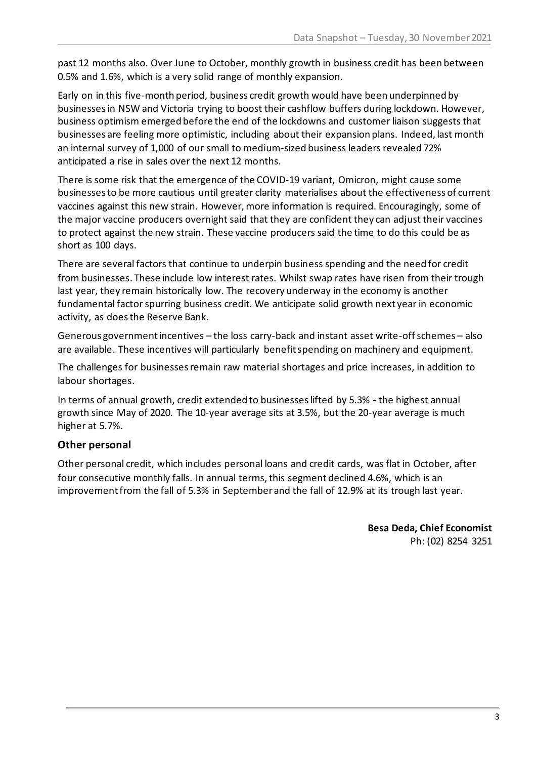past 12 months also. Over June to October, monthly growth in business credit has been between 0.5% and 1.6%, which is a very solid range of monthly expansion.

Early on in this five-month period, business credit growth would have been underpinned by businesses in NSW and Victoria trying to boost their cashflow buffers during lockdown. However, business optimism emerged before the end of the lockdowns and customer liaison suggests that businesses are feeling more optimistic, including about their expansion plans. Indeed, last month an internal survey of 1,000 of our small to medium-sized business leaders revealed 72% anticipated a rise in sales over the next 12 months.

There is some risk that the emergence of the COVID-19 variant, Omicron, might cause some businesses to be more cautious until greater clarity materialises about the effectiveness of current vaccines against this new strain. However, more information is required. Encouragingly, some of the major vaccine producers overnight said that they are confident they can adjust their vaccines to protect against the new strain. These vaccine producers said the time to do this could be as short as 100 days.

There are several factors that continue to underpin business spending and the need for credit from businesses. These include low interest rates. Whilst swap rates have risen from their trough last year, they remain historically low. The recovery underway in the economy is another fundamental factor spurring business credit. We anticipate solid growth next year in economic activity, as does the Reserve Bank.

Generous government incentives – the loss carry-back and instant asset write-off schemes – also are available. These incentives will particularly benefit spending on machinery and equipment.

The challenges for businesses remain raw material shortages and price increases, in addition to labour shortages.

In terms of annual growth, credit extended to businesses lifted by 5.3% - the highest annual growth since May of 2020. The 10-year average sits at 3.5%, but the 20-year average is much higher at 5.7%.

## Other personal

Other personal credit, which includes personal loans and credit cards, was flat in October, after four consecutive monthly falls. In annual terms, this segment declined 4.6%, which is an improvement from the fall of 5.3% in September and the fall of 12.9% at its trough last year.

**Besa Deda, Chief Economist**
Ph: (02) 8254 3251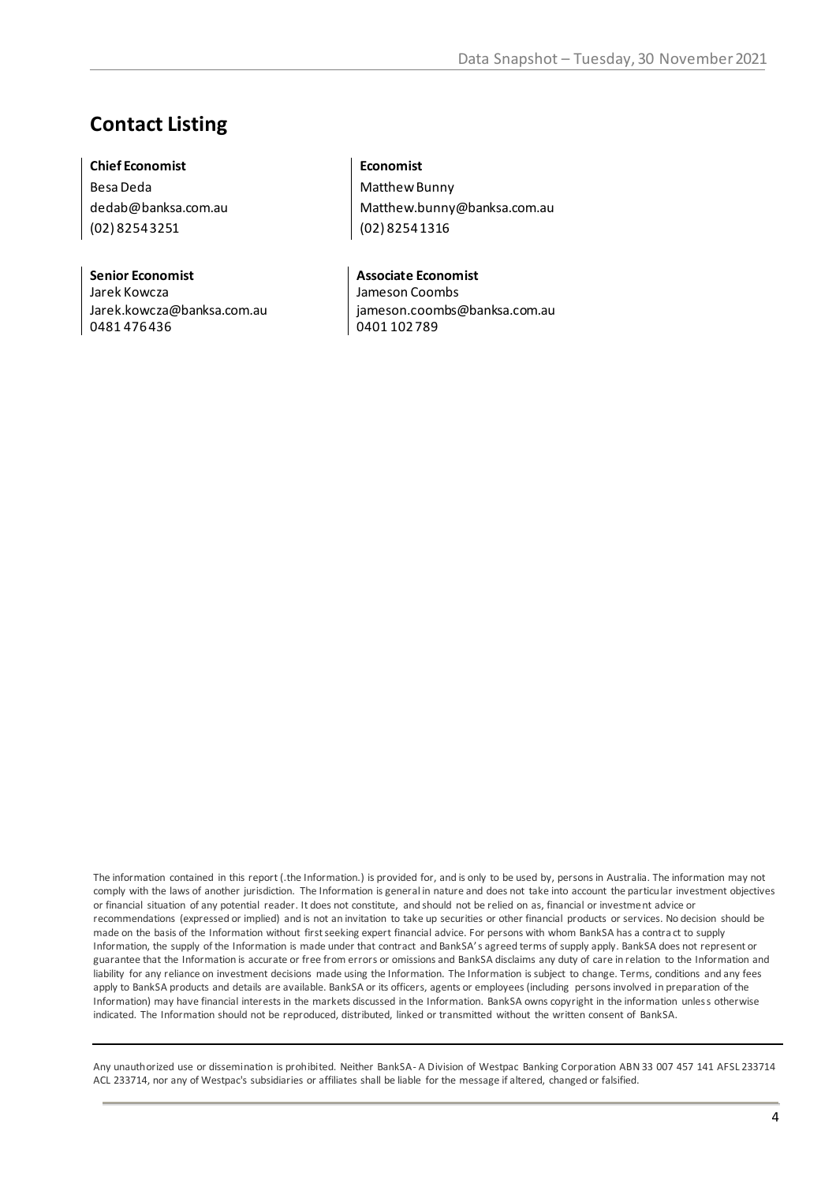## Contact Listing

**Chief Economist**
Besa Deda
dedab@banksa.com.au
(02) 8254 3251

**Economist**
Matthew Bunny
Matthew.bunny@banksa.com.au
(02) 8254 1316

**Senior Economist**
Jarek Kowcza
Jarek.kowcza@banksa.com.au
0481 476 436

**Associate Economist**
Jameson Coombs
jameson.coombs@banksa.com.au
0401 102 789

The information contained in this report (.the Information.) is provided for, and is only to be used by, persons in Australia. The information may not comply with the laws of another jurisdiction. The Information is general in nature and does not take into account the particular investment objectives or financial situation of any potential reader. It does not constitute, and should not be relied on as, financial or investment advice or recommendations (expressed or implied) and is not an invitation to take up securities or other financial products or services. No decision should be made on the basis of the Information without first seeking expert financial advice. For persons with whom BankSA has a contract to supply Information, the supply of the Information is made under that contract and BankSA's agreed terms of supply apply. BankSA does not represent or guarantee that the Information is accurate or free from errors or omissions and BankSA disclaims any duty of care in relation to the Information and liability for any reliance on investment decisions made using the Information. The Information is subject to change. Terms, conditions and any fees apply to BankSA products and details are available. BankSA or its officers, agents or employees (including persons involved in preparation of the Information) may have financial interests in the markets discussed in the Information. BankSA owns copyright in the information unless otherwise indicated. The Information should not be reproduced, distributed, linked or transmitted without the written consent of BankSA.

Any unauthorized use or dissemination is prohibited. Neither BankSA - A Division of Westpac Banking Corporation ABN 33 007 457 141 AFSL 233714 ACL 233714, nor any of Westpac's subsidiaries or affiliates shall be liable for the message if altered, changed or falsified.